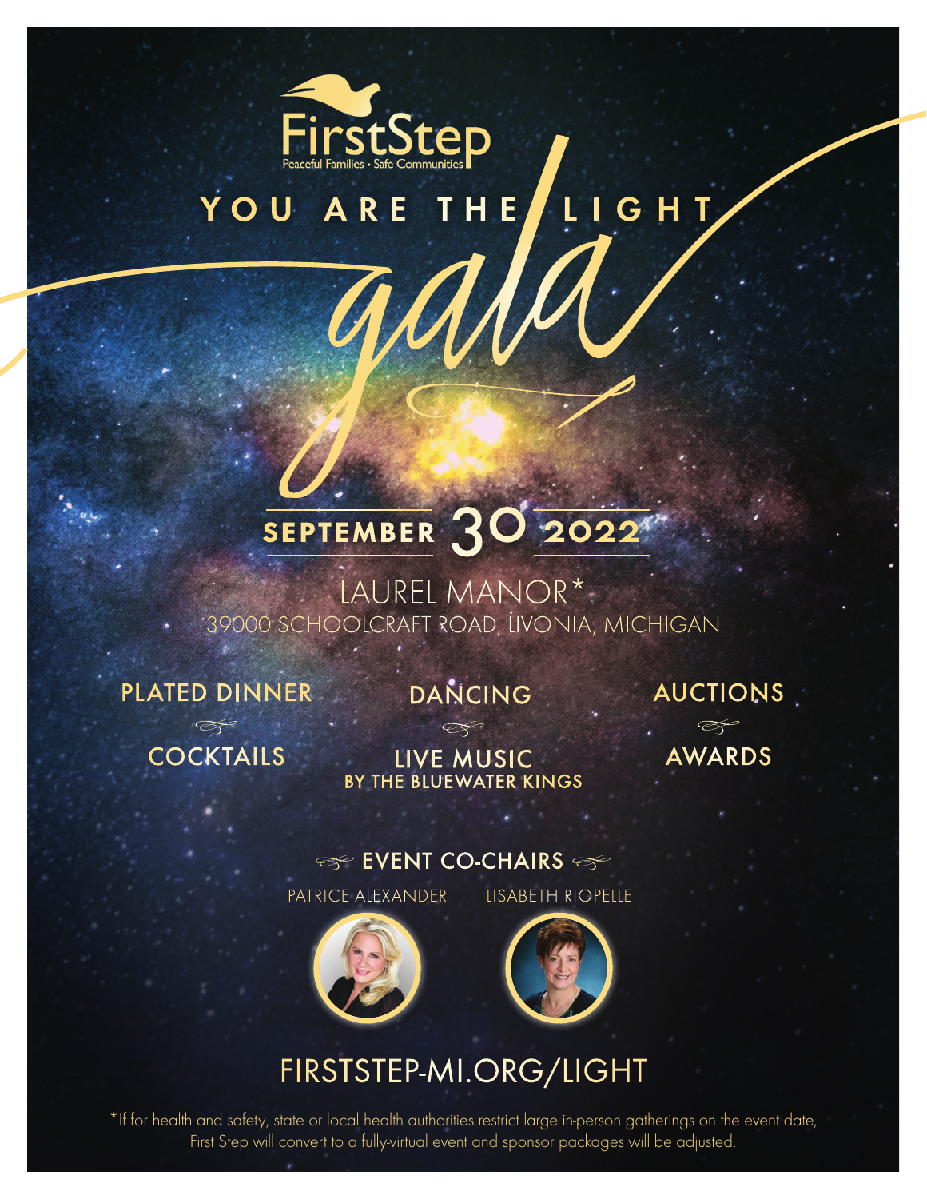FirstStep

Peaceful Families • Safe Communities

# YOU ARE THE LIGHT

# gala

## SEPTEMBER 30 2022

LAUREL MANOR*

39000 SCHOOLCRAFT ROAD, LIVONIA, MICHIGAN

PLATED DINNER

COCKTAILS

DANCING

LIVE MUSIC
BY THE BLUEWATER KINGS

AUCTIONS

AWARDS

### EVENT CO-CHAIRS

PATRICE ALEXANDER

LISABETH RIOPELLE

FIRSTSTEP-MI.ORG/LIGHT

*If for health and safety, state or local health authorities restrict large in-person gatherings on the event date, First Step will convert to a fully-virtual event and sponsor packages will be adjusted.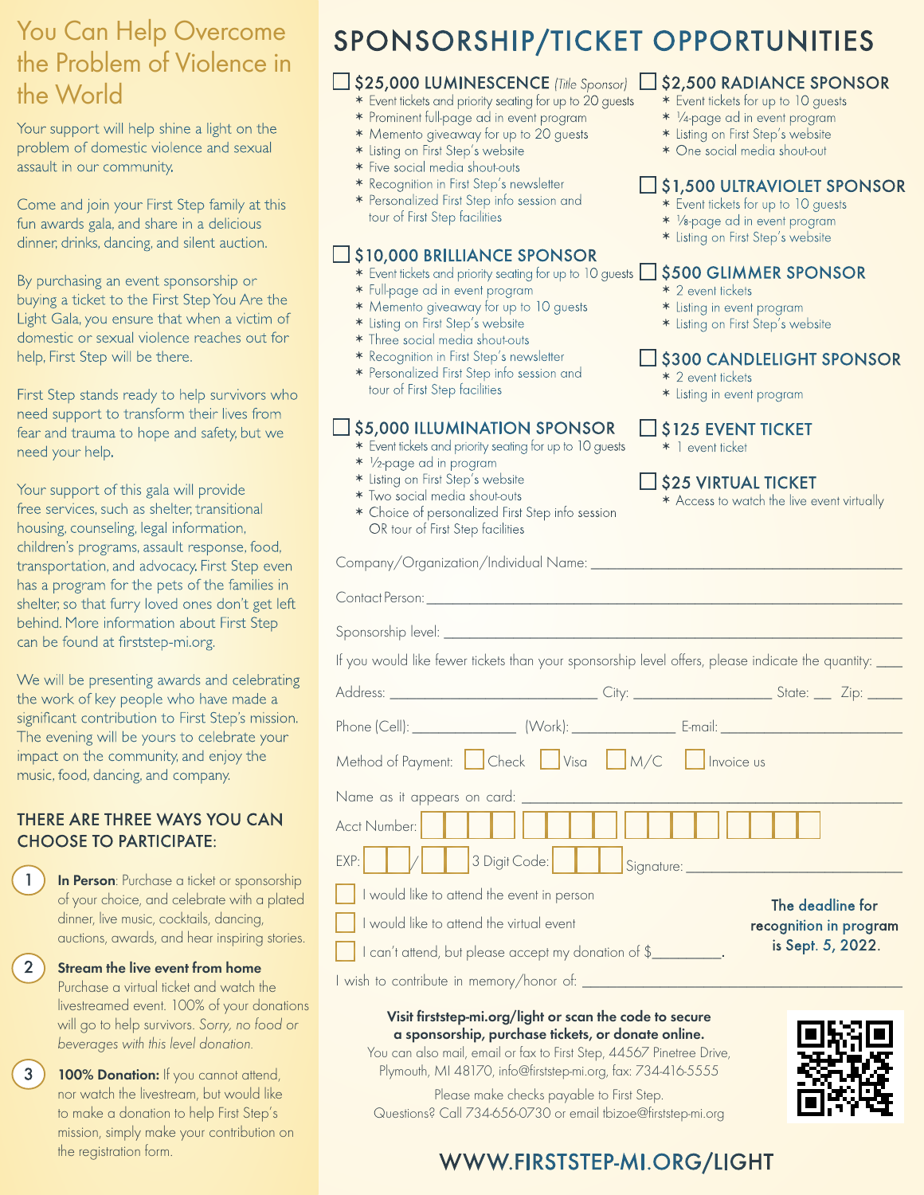# You Can Help Overcome the Problem of Violence in the World

Your support will help shine a light on the problem of domestic violence and sexual assault in our community.

Come and join your First Step family at this fun awards gala, and share in a delicious dinner, drinks, dancing, and silent auction.

By purchasing an event sponsorship or buying a ticket to the First Step You Are the Light Gala, you ensure that when a victim of domestic or sexual violence reaches out for help, First Step will be there.

First Step stands ready to help survivors who need support to transform their lives from fear and trauma to hope and safety, but we need your help.

Your support of this gala will provide free services, such as shelter, transitional housing, counseling, legal information, children's programs, assault response, food, transportation, and advocacy. First Step even has a program for the pets of the families in shelter, so that furry loved ones don't get left behind. More information about First Step can be found at firststep-mi.org.

We will be presenting awards and celebrating the work of key people who have made a significant contribution to First Step's mission. The evening will be yours to celebrate your impact on the community, and enjoy the music, food, dancing, and company.

## THERE ARE THREE WAYS YOU CAN CHOOSE TO PARTICIPATE:

1. **In Person**: Purchase a ticket or sponsorship of your choice, and celebrate with a plated dinner, live music, cocktails, dancing, auctions, awards, and hear inspiring stories.
2. **Stream the live event from home** Purchase a virtual ticket and watch the livestreamed event. 100% of your donations will go to help survivors. *Sorry, no food or beverages with this level donation.*
3. **100% Donation:** If you cannot attend, nor watch the livestream, but would like to make a donation to help First Step's mission, simply make your contribution on the registration form.

# SPONSORSHIP/TICKET OPPORTUNITIES

☐ **$25,000 LUMINESCENCE** *(Title Sponsor)*
- Event tickets and priority seating for up to 20 guests
- Prominent full-page ad in event program
- Memento giveaway for up to 20 guests
- Listing on First Step's website
- Five social media shout-outs
- Recognition in First Step's newsletter
- Personalized First Step info session and tour of First Step facilities

☐ **$10,000 BRILLIANCE SPONSOR**
- Event tickets and priority seating for up to 10 guests
- Full-page ad in event program
- Memento giveaway for up to 10 guests
- Listing on First Step's website
- Three social media shout-outs
- Recognition in First Step's newsletter
- Personalized First Step info session and tour of First Step facilities

☐ **$5,000 ILLUMINATION SPONSOR**
- Event tickets and priority seating for up to 10 guests
- ½-page ad in program
- Listing on First Step's website
- Two social media shout-outs
- Choice of personalized First Step info session OR tour of First Step facilities

☐ **$2,500 RADIANCE SPONSOR**
- Event tickets for up to 10 guests
- ¼-page ad in event program
- Listing on First Step's website
- One social media shout-out

☐ **$1,500 ULTRAVIOLET SPONSOR**
- Event tickets for up to 10 guests
- ⅛-page ad in event program
- Listing on First Step's website

☐ **$500 GLIMMER SPONSOR**
- 2 event tickets
- Listing in event program
- Listing on First Step's website

☐ **$300 CANDLELIGHT SPONSOR**
- 2 event tickets
- Listing in event program

☐ **$125 EVENT TICKET**
- 1 event ticket

☐ **$25 VIRTUAL TICKET**
- Access to watch the live event virtually

Company/Organization/Individual Name: ______________________

Contact Person: ______________________

Sponsorship level: ______________________

If you would like fewer tickets than your sponsorship level offers, please indicate the quantity: ____

Address: ______________ City: ______________ State: ___ Zip: _____

Phone (Cell): ____________ (Work): ____________ E-mail: ______________

Method of Payment: ☐ Check ☐ Visa ☐ M/C ☐ Invoice us

Name as it appears on card: ______________________

Acct Number: ☐☐☐☐ ☐☐☐☐ ☐☐☐☐ ☐☐☐☐

EXP: ☐☐/☐☐ 3 Digit Code: ☐☐☐ Signature: ______________________

☐ I would like to attend the event in person

☐ I would like to attend the virtual event

☐ I can't attend, but please accept my donation of $_________.

I wish to contribute in memory/honor of: ______________________

**The deadline for recognition in program is Sept. 5, 2022.**

**Visit firststep-mi.org/light or scan the code to secure a sponsorship, purchase tickets, or donate online.**

You can also mail, email or fax to First Step, 44567 Pinetree Drive, Plymouth, MI 48170, info@firststep-mi.org, fax: 734-416-5555

Please make checks payable to First Step.
Questions? Call 734-656-0730 or email tbizoe@firststep-mi.org

**WWW.FIRSTSTEP-MI.ORG/LIGHT**